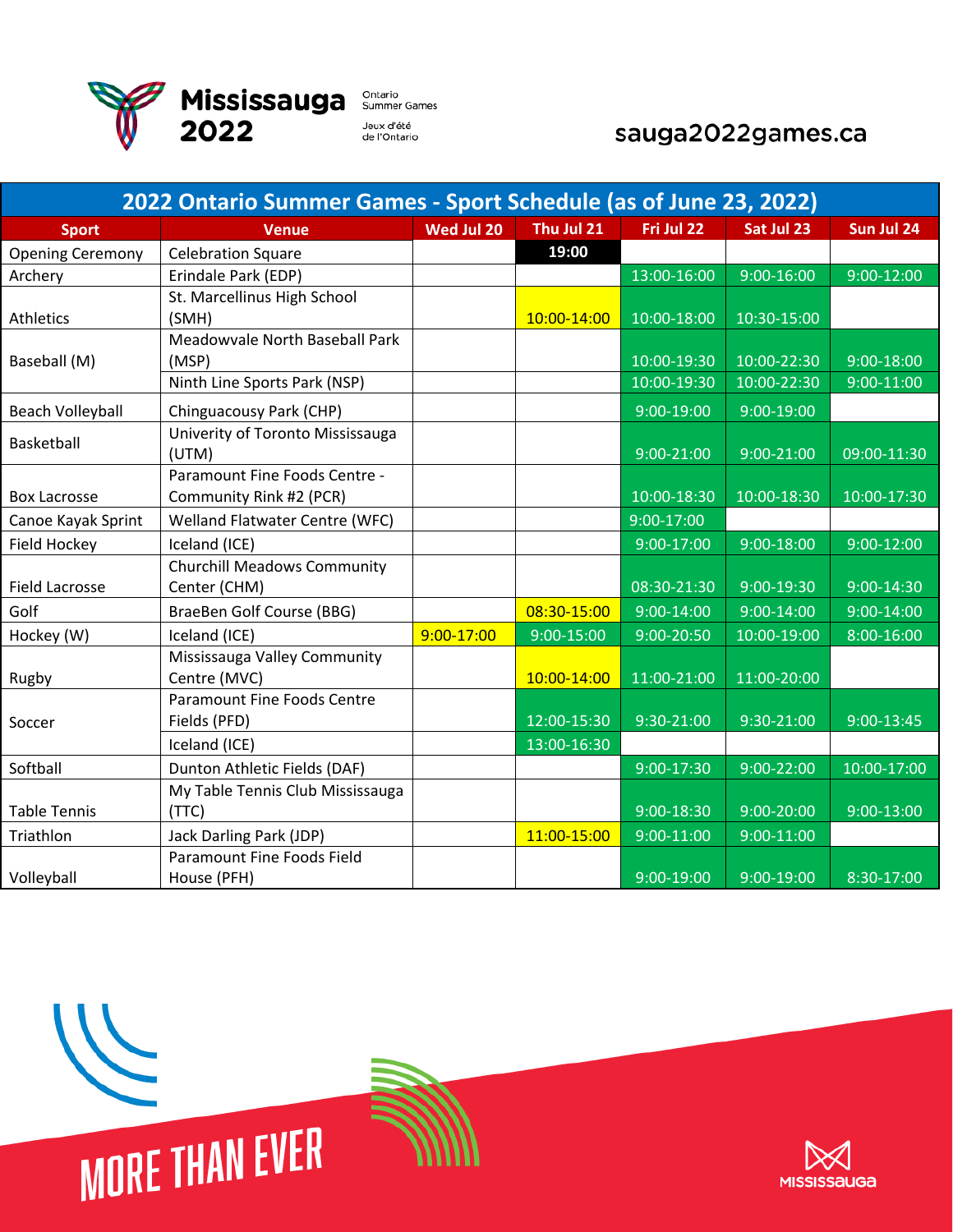Mississauga 2022

Ontario Summer Games

Jeux d'été de l'Ontario

sauga2022games.ca

| 2022 Ontario Summer Games - Sport Schedule (as of June 23, 2022) | | | | | | |
|---|---|---|---|---|---|---|
| **Sport** | **Venue** | **Wed Jul 20** | **Thu Jul 21** | **Fri Jul 22** | **Sat Jul 23** | **Sun Jul 24** |
| Opening Ceremony | Celebration Square | | 19:00 | | | |
| Archery | Erindale Park (EDP) | | | 13:00-16:00 | 9:00-16:00 | 9:00-12:00 |
| Athletics | St. Marcellinus High School (SMH) | | 10:00-14:00 | 10:00-18:00 | 10:30-15:00 | |
| Baseball (M) | Meadowvale North Baseball Park (MSP) | | | 10:00-19:30 | 10:00-22:30 | 9:00-18:00 |
| | Ninth Line Sports Park (NSP) | | | 10:00-19:30 | 10:00-22:30 | 9:00-11:00 |
| Beach Volleyball | Chinguacousy Park (CHP) | | | 9:00-19:00 | 9:00-19:00 | |
| Basketball | Univerity of Toronto Mississauga (UTM) | | | 9:00-21:00 | 9:00-21:00 | 09:00-11:30 |
| Box Lacrosse | Paramount Fine Foods Centre - Community Rink #2 (PCR) | | | 10:00-18:30 | 10:00-18:30 | 10:00-17:30 |
| Canoe Kayak Sprint | Welland Flatwater Centre (WFC) | | | 9:00-17:00 | | |
| Field Hockey | Iceland (ICE) | | | 9:00-17:00 | 9:00-18:00 | 9:00-12:00 |
| Field Lacrosse | Churchill Meadows Community Center (CHM) | | | 08:30-21:30 | 9:00-19:30 | 9:00-14:30 |
| Golf | BraeBen Golf Course (BBG) | | 08:30-15:00 | 9:00-14:00 | 9:00-14:00 | 9:00-14:00 |
| Hockey (W) | Iceland (ICE) | 9:00-17:00 | 9:00-15:00 | 9:00-20:50 | 10:00-19:00 | 8:00-16:00 |
| Rugby | Mississauga Valley Community Centre (MVC) | | 10:00-14:00 | 11:00-21:00 | 11:00-20:00 | |
| Soccer | Paramount Fine Foods Centre Fields (PFD) | | 12:00-15:30 | 9:30-21:00 | 9:30-21:00 | 9:00-13:45 |
| | Iceland (ICE) | | 13:00-16:30 | | | |
| Softball | Dunton Athletic Fields (DAF) | | | 9:00-17:30 | 9:00-22:00 | 10:00-17:00 |
| Table Tennis | My Table Tennis Club Mississauga (TTC) | | | 9:00-18:30 | 9:00-20:00 | 9:00-13:00 |
| Triathlon | Jack Darling Park (JDP) | | 11:00-15:00 | 9:00-11:00 | 9:00-11:00 | |
| Volleyball | Paramount Fine Foods Field House (PFH) | | | 9:00-19:00 | 9:00-19:00 | 8:30-17:00 |

MORE THAN EVER

MISSISSAUGA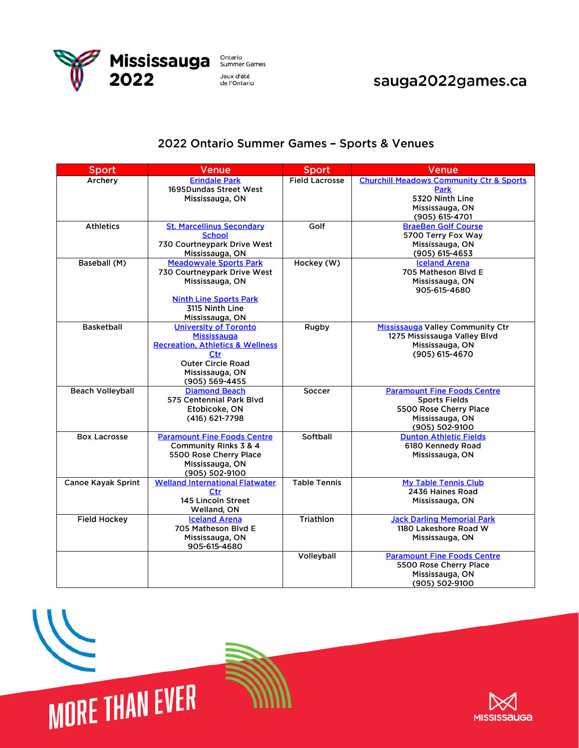## 2022 Ontario Summer Games – Sports & Venues

| Sport | Venue | Sport | Venue |
|---|---|---|---|
| Archery | Erindale Park<br>1695Dundas Street West<br>Mississauga, ON | Field Lacrosse | Churchill Meadows Community Ctr & Sports Park<br>5320 Ninth Line<br>Mississauga, ON<br>(905) 615-4701 |
| Athletics | St. Marcellinus Secondary School<br>730 Courtneypark Drive West<br>Mississauga, ON | Golf | BraeBen Golf Course<br>5700 Terry Fox Way<br>Mississauga, ON<br>(905) 615-4653 |
| Baseball (M) | Meadowvale Sports Park<br>730 Courtneypark Drive West<br>Mississauga, ON<br><br>Ninth Line Sports Park<br>3115 Ninth Line<br>Mississauga, ON | Hockey (W) | Iceland Arena<br>705 Matheson Blvd E<br>Mississauga, ON<br>905-615-4680 |
| Basketball | University of Toronto Mississauga Recreation, Athletics & Wellness Ctr<br>Outer Circle Road<br>Mississauga, ON<br>(905) 569-4455 | Rugby | Mississauga Valley Community Ctr<br>1275 Mississauga Valley Blvd<br>Mississauga, ON<br>(905) 615-4670 |
| Beach Volleyball | Diamond Beach<br>575 Centennial Park Blvd<br>Etobicoke, ON<br>(416) 621-7798 | Soccer | Paramount Fine Foods Centre<br>Sports Fields<br>5500 Rose Cherry Place<br>Mississauga, ON<br>(905) 502-9100 |
| Box Lacrosse | Paramount Fine Foods Centre<br>Community Rinks 3 & 4<br>5500 Rose Cherry Place<br>Mississauga, ON<br>(905) 502-9100 | Softball | Dunton Athletic Fields<br>6180 Kennedy Road<br>Mississauga, ON |
| Canoe Kayak Sprint | Welland International Flatwater Ctr<br>145 Lincoln Street<br>Welland, ON | Table Tennis | My Table Tennis Club<br>2436 Haines Road<br>Mississauga, ON |
| Field Hockey | Iceland Arena<br>705 Matheson Blvd E<br>Mississauga, ON<br>905-615-4680 | Triathlon | Jack Darling Memorial Park<br>1180 Lakeshore Road W<br>Mississauga, ON |
| | | Volleyball | Paramount Fine Foods Centre<br>5500 Rose Cherry Place<br>Mississauga, ON<br>(905) 502-9100 |

MORE THAN EVER